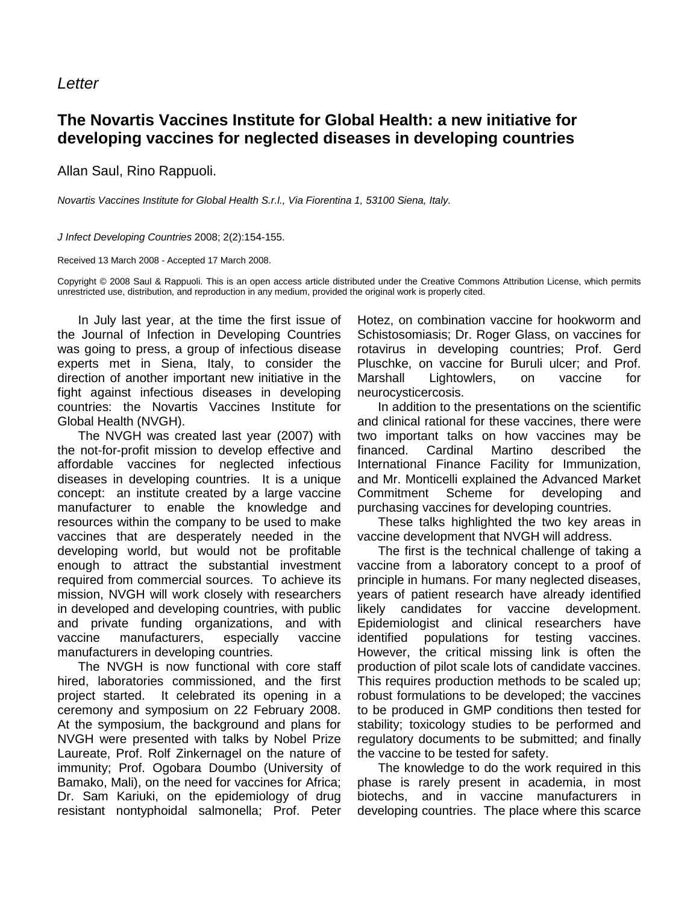*Letter*

# The Novartis Vaccines Institute for Global Health: a new initiative for developing vaccines for neglected diseases in developing countries

Allan Saul, Rino Rappuoli.

*Novartis Vaccines Institute for Global Health S.r.l., Via Fiorentina 1, 53100 Siena, Italy.*

*J Infect Developing Countries* 2008; 2(2):154-155.

Received 13 March 2008 - Accepted 17 March 2008.

Copyright © 2008 Saul & Rappuoli. This is an open access article distributed under the Creative Commons Attribution License, which permits unrestricted use, distribution, and reproduction in any medium, provided the original work is properly cited.

In July last year, at the time the first issue of the Journal of Infection in Developing Countries was going to press, a group of infectious disease experts met in Siena, Italy, to consider the direction of another important new initiative in the fight against infectious diseases in developing countries: the Novartis Vaccines Institute for Global Health (NVGH).

The NVGH was created last year (2007) with the not-for-profit mission to develop effective and affordable vaccines for neglected infectious diseases in developing countries. It is a unique concept: an institute created by a large vaccine manufacturer to enable the knowledge and resources within the company to be used to make vaccines that are desperately needed in the developing world, but would not be profitable enough to attract the substantial investment required from commercial sources. To achieve its mission, NVGH will work closely with researchers in developed and developing countries, with public and private funding organizations, and with vaccine manufacturers, especially vaccine manufacturers in developing countries.

The NVGH is now functional with core staff hired, laboratories commissioned, and the first project started. It celebrated its opening in a ceremony and symposium on 22 February 2008. At the symposium, the background and plans for NVGH were presented with talks by Nobel Prize Laureate, Prof. Rolf Zinkernagel on the nature of immunity; Prof. Ogobara Doumbo (University of Bamako, Mali), on the need for vaccines for Africa; Dr. Sam Kariuki, on the epidemiology of drug resistant nontyphoidal salmonella; Prof. Peter Hotez, on combination vaccine for hookworm and Schistosomiasis; Dr. Roger Glass, on vaccines for rotavirus in developing countries; Prof. Gerd Pluschke, on vaccine for Buruli ulcer; and Prof. Marshall Lightowlers, on vaccine for neurocysticercosis.

In addition to the presentations on the scientific and clinical rational for these vaccines, there were two important talks on how vaccines may be financed. Cardinal Martino described the International Finance Facility for Immunization, and Mr. Monticelli explained the Advanced Market Commitment Scheme for developing and purchasing vaccines for developing countries.

These talks highlighted the two key areas in vaccine development that NVGH will address.

The first is the technical challenge of taking a vaccine from a laboratory concept to a proof of principle in humans. For many neglected diseases, years of patient research have already identified likely candidates for vaccine development. Epidemiologist and clinical researchers have identified populations for testing vaccines. However, the critical missing link is often the production of pilot scale lots of candidate vaccines. This requires production methods to be scaled up; robust formulations to be developed; the vaccines to be produced in GMP conditions then tested for stability; toxicology studies to be performed and regulatory documents to be submitted; and finally the vaccine to be tested for safety.

The knowledge to do the work required in this phase is rarely present in academia, in most biotechs, and in vaccine manufacturers in developing countries. The place where this scarce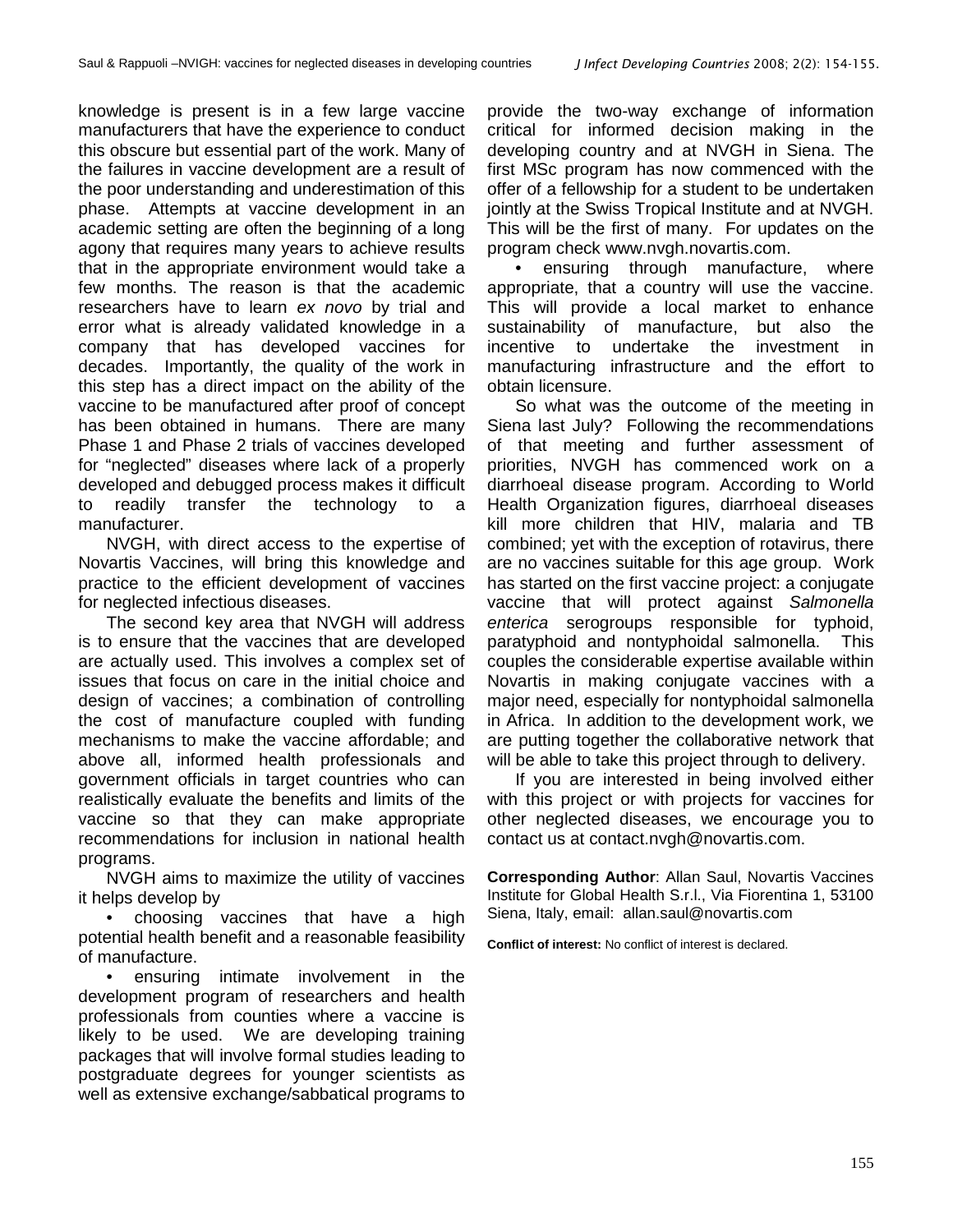knowledge is present is in a few large vaccine manufacturers that have the experience to conduct this obscure but essential part of the work. Many of the failures in vaccine development are a result of the poor understanding and underestimation of this phase. Attempts at vaccine development in an academic setting are often the beginning of a long agony that requires many years to achieve results that in the appropriate environment would take a few months. The reason is that the academic researchers have to learn *ex novo* by trial and error what is already validated knowledge in a company that has developed vaccines for decades. Importantly, the quality of the work in this step has a direct impact on the ability of the vaccine to be manufactured after proof of concept has been obtained in humans. There are many Phase 1 and Phase 2 trials of vaccines developed for "neglected" diseases where lack of a properly developed and debugged process makes it difficult to readily transfer the technology to a manufacturer.

NVGH, with direct access to the expertise of Novartis Vaccines, will bring this knowledge and practice to the efficient development of vaccines for neglected infectious diseases.

The second key area that NVGH will address is to ensure that the vaccines that are developed are actually used. This involves a complex set of issues that focus on care in the initial choice and design of vaccines; a combination of controlling the cost of manufacture coupled with funding mechanisms to make the vaccine affordable; and above all, informed health professionals and government officials in target countries who can realistically evaluate the benefits and limits of the vaccine so that they can make appropriate recommendations for inclusion in national health programs.

NVGH aims to maximize the utility of vaccines it helps develop by

- choosing vaccines that have a high potential health benefit and a reasonable feasibility of manufacture.
- ensuring intimate involvement in the development program of researchers and health professionals from counties where a vaccine is likely to be used. We are developing training packages that will involve formal studies leading to postgraduate degrees for younger scientists as well as extensive exchange/sabbatical programs to provide the two-way exchange of information critical for informed decision making in the developing country and at NVGH in Siena. The first MSc program has now commenced with the offer of a fellowship for a student to be undertaken jointly at the Swiss Tropical Institute and at NVGH. This will be the first of many. For updates on the program check www.nvgh.novartis.com.
- ensuring through manufacture, where appropriate, that a country will use the vaccine. This will provide a local market to enhance sustainability of manufacture, but also the incentive to undertake the investment in manufacturing infrastructure and the effort to obtain licensure.

So what was the outcome of the meeting in Siena last July? Following the recommendations of that meeting and further assessment of priorities, NVGH has commenced work on a diarrhoeal disease program. According to World Health Organization figures, diarrhoeal diseases kill more children that HIV, malaria and TB combined; yet with the exception of rotavirus, there are no vaccines suitable for this age group. Work has started on the first vaccine project: a conjugate vaccine that will protect against *Salmonella enterica* serogroups responsible for typhoid, paratyphoid and nontyphoidal salmonella. This couples the considerable expertise available within Novartis in making conjugate vaccines with a major need, especially for nontyphoidal salmonella in Africa. In addition to the development work, we are putting together the collaborative network that will be able to take this project through to delivery.

If you are interested in being involved either with this project or with projects for vaccines for other neglected diseases, we encourage you to contact us at contact.nvgh@novartis.com.

**Corresponding Author**: Allan Saul, Novartis Vaccines Institute for Global Health S.r.l., Via Fiorentina 1, 53100 Siena, Italy, email: allan.saul@novartis.com

**Conflict of interest:** No conflict of interest is declared.